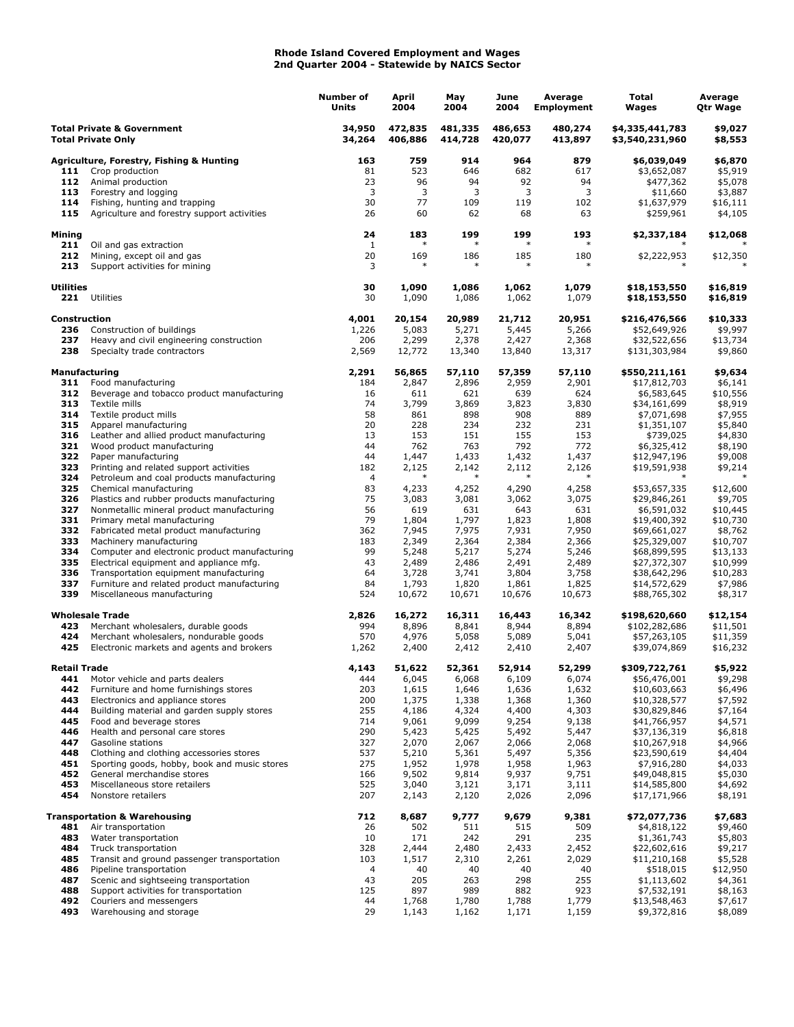# Rhode Island Covered Employment and Wages
## 2nd Quarter 2004 - Statewide by NAICS Sector

| | | Number of Units | April 2004 | May 2004 | June 2004 | Average Employment | Total Wages | Average Qtr Wage |
|---|---|---|---|---|---|---|---|---|
| **Total Private & Government** | | **34,950** | **472,835** | **481,335** | **486,653** | **480,274** | **$4,335,441,783** | **$9,027** |
| **Total Private Only** | | **34,264** | **406,886** | **414,728** | **420,077** | **413,897** | **$3,540,231,960** | **$8,553** |
| **Agriculture, Forestry, Fishing & Hunting** | | **163** | **759** | **914** | **964** | **879** | **$6,039,049** | **$6,870** |
| 111 | Crop production | 81 | 523 | 646 | 682 | 617 | $3,652,087 | $5,919 |
| 112 | Animal production | 23 | 96 | 94 | 92 | 94 | $477,362 | $5,078 |
| 113 | Forestry and logging | 3 | 3 | 3 | 3 | 3 | $11,660 | $3,887 |
| 114 | Fishing, hunting and trapping | 30 | 77 | 109 | 119 | 102 | $1,637,979 | $16,111 |
| 115 | Agriculture and forestry support activities | 26 | 60 | 62 | 68 | 63 | $259,961 | $4,105 |
| **Mining** | | **24** | **183** | **199** | **199** | **193** | **$2,337,184** | **$12,068** |
| 211 | Oil and gas extraction | 1 | * | * | * | * | * | * |
| 212 | Mining, except oil and gas | 20 | 169 | 186 | 185 | 180 | $2,222,953 | $12,350 |
| 213 | Support activities for mining | 3 | * | * | * | * | * | * |
| **Utilities** | | **30** | **1,090** | **1,086** | **1,062** | **1,079** | **$18,153,550** | **$16,819** |
| 221 | Utilities | 30 | 1,090 | 1,086 | 1,062 | 1,079 | $18,153,550 | $16,819 |
| **Construction** | | **4,001** | **20,154** | **20,989** | **21,712** | **20,951** | **$216,476,566** | **$10,333** |
| 236 | Construction of buildings | 1,226 | 5,083 | 5,271 | 5,445 | 5,266 | $52,649,926 | $9,997 |
| 237 | Heavy and civil engineering construction | 206 | 2,299 | 2,378 | 2,427 | 2,368 | $32,522,656 | $13,734 |
| 238 | Specialty trade contractors | 2,569 | 12,772 | 13,340 | 13,840 | 13,317 | $131,303,984 | $9,860 |
| **Manufacturing** | | **2,291** | **56,865** | **57,110** | **57,359** | **57,110** | **$550,211,161** | **$9,634** |
| 311 | Food manufacturing | 184 | 2,847 | 2,896 | 2,959 | 2,901 | $17,812,703 | $6,141 |
| 312 | Beverage and tobacco product manufacturing | 16 | 611 | 621 | 639 | 624 | $6,583,645 | $10,556 |
| 313 | Textile mills | 74 | 3,799 | 3,869 | 3,823 | 3,830 | $34,161,699 | $8,919 |
| 314 | Textile product mills | 58 | 861 | 898 | 908 | 889 | $7,071,698 | $7,955 |
| 315 | Apparel manufacturing | 20 | 228 | 234 | 232 | 231 | $1,351,107 | $5,840 |
| 316 | Leather and allied product manufacturing | 13 | 153 | 151 | 155 | 153 | $739,025 | $4,830 |
| 321 | Wood product manufacturing | 44 | 762 | 763 | 792 | 772 | $6,325,412 | $8,190 |
| 322 | Paper manufacturing | 44 | 1,447 | 1,433 | 1,432 | 1,437 | $12,947,196 | $9,008 |
| 323 | Printing and related support activities | 182 | 2,125 | 2,142 | 2,112 | 2,126 | $19,591,938 | $9,214 |
| 324 | Petroleum and coal products manufacturing | 4 | * | * | * | * | * | * |
| 325 | Chemical manufacturing | 83 | 4,233 | 4,252 | 4,290 | 4,258 | $53,657,335 | $12,600 |
| 326 | Plastics and rubber products manufacturing | 75 | 3,083 | 3,081 | 3,062 | 3,075 | $29,846,261 | $9,705 |
| 327 | Nonmetallic mineral product manufacturing | 56 | 619 | 631 | 643 | 631 | $6,591,032 | $10,445 |
| 331 | Primary metal manufacturing | 79 | 1,804 | 1,797 | 1,823 | 1,808 | $19,400,392 | $10,730 |
| 332 | Fabricated metal product manufacturing | 362 | 7,945 | 7,975 | 7,931 | 7,950 | $69,661,027 | $8,762 |
| 333 | Machinery manufacturing | 183 | 2,349 | 2,364 | 2,384 | 2,366 | $25,329,007 | $10,707 |
| 334 | Computer and electronic product manufacturing | 99 | 5,248 | 5,217 | 5,274 | 5,246 | $68,899,595 | $13,133 |
| 335 | Electrical equipment and appliance mfg. | 43 | 2,489 | 2,486 | 2,491 | 2,489 | $27,372,307 | $10,999 |
| 336 | Transportation equipment manufacturing | 64 | 3,728 | 3,741 | 3,804 | 3,758 | $38,642,296 | $10,283 |
| 337 | Furniture and related product manufacturing | 84 | 1,793 | 1,820 | 1,861 | 1,825 | $14,572,629 | $7,986 |
| 339 | Miscellaneous manufacturing | 524 | 10,672 | 10,671 | 10,676 | 10,673 | $88,765,302 | $8,317 |
| **Wholesale Trade** | | **2,826** | **16,272** | **16,311** | **16,443** | **16,342** | **$198,620,660** | **$12,154** |
| 423 | Merchant wholesalers, durable goods | 994 | 8,896 | 8,841 | 8,944 | 8,894 | $102,282,686 | $11,501 |
| 424 | Merchant wholesalers, nondurable goods | 570 | 4,976 | 5,058 | 5,089 | 5,041 | $57,263,105 | $11,359 |
| 425 | Electronic markets and agents and brokers | 1,262 | 2,400 | 2,412 | 2,410 | 2,407 | $39,074,869 | $16,232 |
| **Retail Trade** | | **4,143** | **51,622** | **52,361** | **52,914** | **52,299** | **$309,722,761** | **$5,922** |
| 441 | Motor vehicle and parts dealers | 444 | 6,045 | 6,068 | 6,109 | 6,074 | $56,476,001 | $9,298 |
| 442 | Furniture and home furnishings stores | 203 | 1,615 | 1,646 | 1,636 | 1,632 | $10,603,663 | $6,496 |
| 443 | Electronics and appliance stores | 200 | 1,375 | 1,338 | 1,368 | 1,360 | $10,328,577 | $7,592 |
| 444 | Building material and garden supply stores | 255 | 4,186 | 4,324 | 4,400 | 4,303 | $30,829,846 | $7,164 |
| 445 | Food and beverage stores | 714 | 9,061 | 9,099 | 9,254 | 9,138 | $41,766,957 | $4,571 |
| 446 | Health and personal care stores | 290 | 5,423 | 5,425 | 5,492 | 5,447 | $37,136,319 | $6,818 |
| 447 | Gasoline stations | 327 | 2,070 | 2,067 | 2,066 | 2,068 | $10,267,918 | $4,966 |
| 448 | Clothing and clothing accessories stores | 537 | 5,210 | 5,361 | 5,497 | 5,356 | $23,590,619 | $4,404 |
| 451 | Sporting goods, hobby, book and music stores | 275 | 1,952 | 1,978 | 1,958 | 1,963 | $7,916,280 | $4,033 |
| 452 | General merchandise stores | 166 | 9,502 | 9,814 | 9,937 | 9,751 | $49,048,815 | $5,030 |
| 453 | Miscellaneous store retailers | 525 | 3,040 | 3,121 | 3,171 | 3,111 | $14,585,800 | $4,692 |
| 454 | Nonstore retailers | 207 | 2,143 | 2,120 | 2,026 | 2,096 | $17,171,966 | $8,191 |
| **Transportation & Warehousing** | | **712** | **8,687** | **9,777** | **9,679** | **9,381** | **$72,077,736** | **$7,683** |
| 481 | Air transportation | 26 | 502 | 511 | 515 | 509 | $4,818,122 | $9,460 |
| 483 | Water transportation | 10 | 171 | 242 | 291 | 235 | $1,361,743 | $5,803 |
| 484 | Truck transportation | 328 | 2,444 | 2,480 | 2,433 | 2,452 | $22,602,616 | $9,217 |
| 485 | Transit and ground passenger transportation | 103 | 1,517 | 2,310 | 2,261 | 2,029 | $11,210,168 | $5,528 |
| 486 | Pipeline transportation | 4 | 40 | 40 | 40 | 40 | $518,015 | $12,950 |
| 487 | Scenic and sightseeing transportation | 43 | 205 | 263 | 298 | 255 | $1,113,602 | $4,361 |
| 488 | Support activities for transportation | 125 | 897 | 989 | 882 | 923 | $7,532,191 | $8,163 |
| 492 | Couriers and messengers | 44 | 1,768 | 1,780 | 1,788 | 1,779 | $13,548,463 | $7,617 |
| 493 | Warehousing and storage | 29 | 1,143 | 1,162 | 1,171 | 1,159 | $9,372,816 | $8,089 |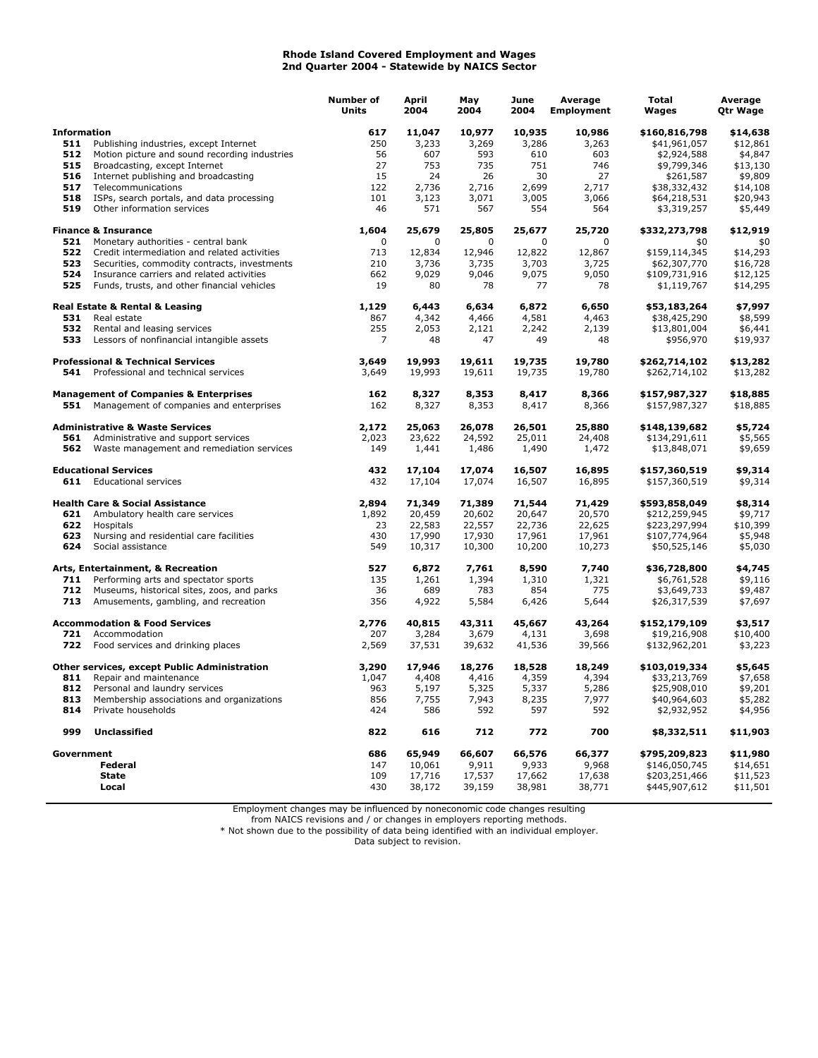**Rhode Island Covered Employment and Wages**
**2nd Quarter 2004 - Statewide by NAICS Sector**

| | | Number of Units | April 2004 | May 2004 | June 2004 | Average Employment | Total Wages | Average Qtr Wage |
|---|---|---|---|---|---|---|---|---|
| **Information** | | **617** | **11,047** | **10,977** | **10,935** | **10,986** | **$160,816,798** | **$14,638** |
| **511** | Publishing industries, except Internet | 250 | 3,233 | 3,269 | 3,286 | 3,263 | $41,961,057 | $12,861 |
| **512** | Motion picture and sound recording industries | 56 | 607 | 593 | 610 | 603 | $2,924,588 | $4,847 |
| **515** | Broadcasting, except Internet | 27 | 753 | 735 | 751 | 746 | $9,799,346 | $13,130 |
| **516** | Internet publishing and broadcasting | 15 | 24 | 26 | 30 | 27 | $261,587 | $9,809 |
| **517** | Telecommunications | 122 | 2,736 | 2,716 | 2,699 | 2,717 | $38,332,432 | $14,108 |
| **518** | ISPs, search portals, and data processing | 101 | 3,123 | 3,071 | 3,005 | 3,066 | $64,218,531 | $20,943 |
| **519** | Other information services | 46 | 571 | 567 | 554 | 564 | $3,319,257 | $5,449 |
| **Finance & Insurance** | | **1,604** | **25,679** | **25,805** | **25,677** | **25,720** | **$332,273,798** | **$12,919** |
| **521** | Monetary authorities - central bank | 0 | 0 | 0 | 0 | 0 | $0 | $0 |
| **522** | Credit intermediation and related activities | 713 | 12,834 | 12,946 | 12,822 | 12,867 | $159,114,345 | $14,293 |
| **523** | Securities, commodity contracts, investments | 210 | 3,736 | 3,735 | 3,703 | 3,725 | $62,307,770 | $16,728 |
| **524** | Insurance carriers and related activities | 662 | 9,029 | 9,046 | 9,075 | 9,050 | $109,731,916 | $12,125 |
| **525** | Funds, trusts, and other financial vehicles | 19 | 80 | 78 | 77 | 78 | $1,119,767 | $14,295 |
| **Real Estate & Rental & Leasing** | | **1,129** | **6,443** | **6,634** | **6,872** | **6,650** | **$53,183,264** | **$7,997** |
| **531** | Real estate | 867 | 4,342 | 4,466 | 4,581 | 4,463 | $38,425,290 | $8,599 |
| **532** | Rental and leasing services | 255 | 2,053 | 2,121 | 2,242 | 2,139 | $13,801,004 | $6,441 |
| **533** | Lessors of nonfinancial intangible assets | 7 | 48 | 47 | 49 | 48 | $956,970 | $19,937 |
| **Professional & Technical Services** | | **3,649** | **19,993** | **19,611** | **19,735** | **19,780** | **$262,714,102** | **$13,282** |
| **541** | Professional and technical services | 3,649 | 19,993 | 19,611 | 19,735 | 19,780 | $262,714,102 | $13,282 |
| **Management of Companies & Enterprises** | | **162** | **8,327** | **8,353** | **8,417** | **8,366** | **$157,987,327** | **$18,885** |
| **551** | Management of companies and enterprises | 162 | 8,327 | 8,353 | 8,417 | 8,366 | $157,987,327 | $18,885 |
| **Administrative & Waste Services** | | **2,172** | **25,063** | **26,078** | **26,501** | **25,880** | **$148,139,682** | **$5,724** |
| **561** | Administrative and support services | 2,023 | 23,622 | 24,592 | 25,011 | 24,408 | $134,291,611 | $5,565 |
| **562** | Waste management and remediation services | 149 | 1,441 | 1,486 | 1,490 | 1,472 | $13,848,071 | $9,659 |
| **Educational Services** | | **432** | **17,104** | **17,074** | **16,507** | **16,895** | **$157,360,519** | **$9,314** |
| **611** | Educational services | 432 | 17,104 | 17,074 | 16,507 | 16,895 | $157,360,519 | $9,314 |
| **Health Care & Social Assistance** | | **2,894** | **71,349** | **71,389** | **71,544** | **71,429** | **$593,858,049** | **$8,314** |
| **621** | Ambulatory health care services | 1,892 | 20,459 | 20,602 | 20,647 | 20,570 | $212,259,945 | $9,717 |
| **622** | Hospitals | 23 | 22,583 | 22,557 | 22,736 | 22,625 | $223,297,994 | $10,399 |
| **623** | Nursing and residential care facilities | 430 | 17,990 | 17,930 | 17,961 | 17,961 | $107,774,964 | $5,948 |
| **624** | Social assistance | 549 | 10,317 | 10,300 | 10,200 | 10,273 | $50,525,146 | $5,030 |
| **Arts, Entertainment, & Recreation** | | **527** | **6,872** | **7,761** | **8,590** | **7,740** | **$36,728,800** | **$4,745** |
| **711** | Performing arts and spectator sports | 135 | 1,261 | 1,394 | 1,310 | 1,321 | $6,761,528 | $9,116 |
| **712** | Museums, historical sites, zoos, and parks | 36 | 689 | 783 | 854 | 775 | $3,649,733 | $9,487 |
| **713** | Amusements, gambling, and recreation | 356 | 4,922 | 5,584 | 6,426 | 5,644 | $26,317,539 | $7,697 |
| **Accommodation & Food Services** | | **2,776** | **40,815** | **43,311** | **45,667** | **43,264** | **$152,179,109** | **$3,517** |
| **721** | Accommodation | 207 | 3,284 | 3,679 | 4,131 | 3,698 | $19,216,908 | $10,400 |
| **722** | Food services and drinking places | 2,569 | 37,531 | 39,632 | 41,536 | 39,566 | $132,962,201 | $3,223 |
| **Other services, except Public Administration** | | **3,290** | **17,946** | **18,276** | **18,528** | **18,249** | **$103,019,334** | **$5,645** |
| **811** | Repair and maintenance | 1,047 | 4,408 | 4,416 | 4,359 | 4,394 | $33,213,769 | $7,658 |
| **812** | Personal and laundry services | 963 | 5,197 | 5,325 | 5,337 | 5,286 | $25,908,010 | $9,201 |
| **813** | Membership associations and organizations | 856 | 7,755 | 7,943 | 8,235 | 7,977 | $40,964,603 | $5,282 |
| **814** | Private households | 424 | 586 | 592 | 597 | 592 | $2,932,952 | $4,956 |
| **999** | **Unclassified** | **822** | **616** | **712** | **772** | **700** | **$8,332,511** | **$11,903** |
| **Government** | | **686** | **65,949** | **66,607** | **66,576** | **66,377** | **$795,209,823** | **$11,980** |
| | **Federal** | 147 | 10,061 | 9,911 | 9,933 | 9,968 | $146,050,745 | $14,651 |
| | **State** | 109 | 17,716 | 17,537 | 17,662 | 17,638 | $203,251,466 | $11,523 |
| | **Local** | 430 | 38,172 | 39,159 | 38,981 | 38,771 | $445,907,612 | $11,501 |

Employment changes may be influenced by noneconomic code changes resulting from NAICS revisions and / or changes in employers reporting methods.

* Not shown due to the possibility of data being identified with an individual employer.

Data subject to revision.